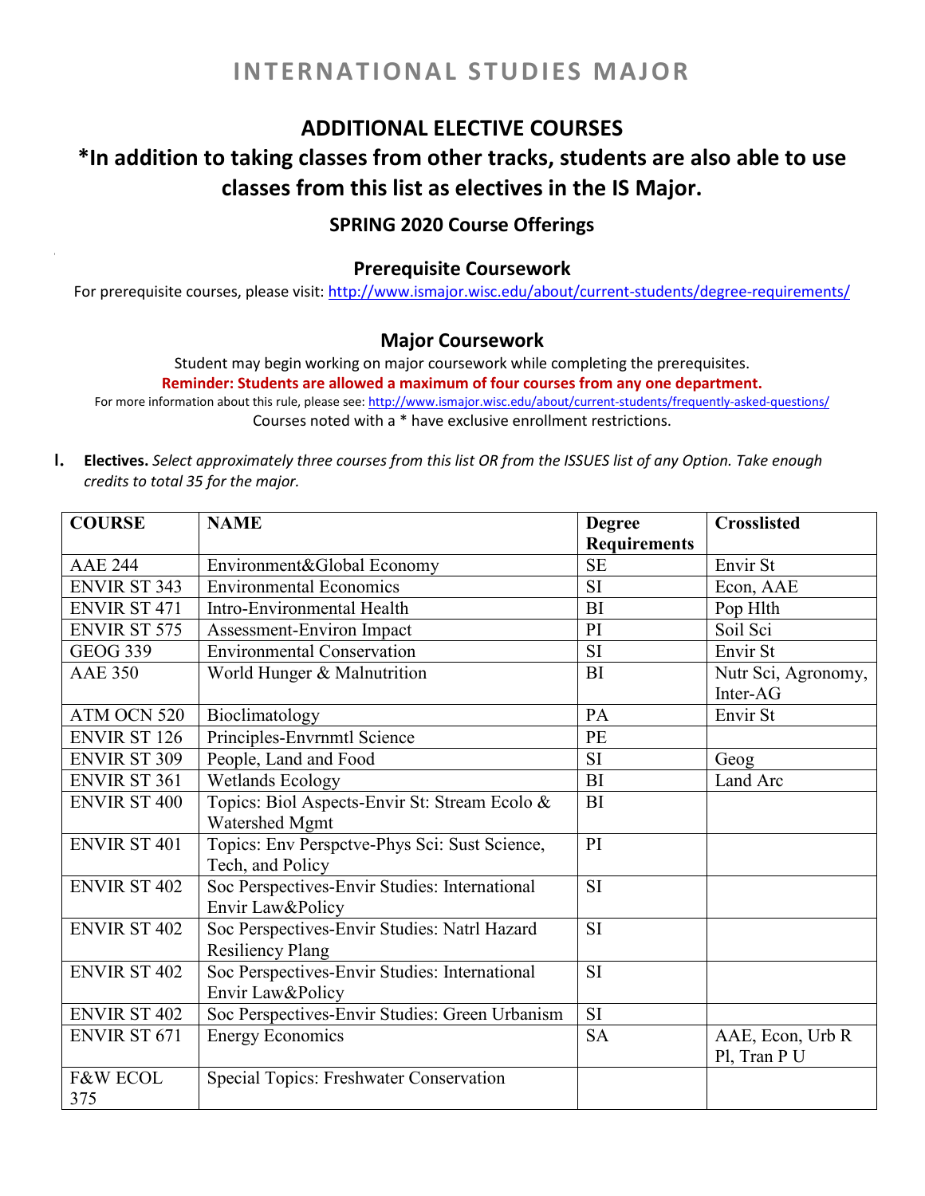# INTERNATIONAL STUDIES MAJOR

## ADDITIONAL ELECTIVE COURSES

## *In addition to taking classes from other tracks, students are also able to use classes from this list as electives in the IS Major.

### SPRING 2020 Course Offerings

### Prerequisite Coursework

For prerequisite courses, please visit: http://www.ismajor.wisc.edu/about/current-students/degree-requirements/

### Major Coursework

Student may begin working on major coursework while completing the prerequisites.

**Reminder: Students are allowed a maximum of four courses from any one department.**

For more information about this rule, please see: http://www.ismajor.wisc.edu/about/current-students/frequently-asked-questions/

Courses noted with a * have exclusive enrollment restrictions.

**I. Electives.** *Select approximately three courses from this list OR from the ISSUES list of any Option. Take enough credits to total 35 for the major.*

| COURSE | NAME | Degree Requirements | Crosslisted |
|---|---|---|---|
| AAE 244 | Environment&Global Economy | SE | Envir St |
| ENVIR ST 343 | Environmental Economics | SI | Econ, AAE |
| ENVIR ST 471 | Intro-Environmental Health | BI | Pop Hlth |
| ENVIR ST 575 | Assessment-Environ Impact | PI | Soil Sci |
| GEOG 339 | Environmental Conservation | SI | Envir St |
| AAE 350 | World Hunger & Malnutrition | BI | Nutr Sci, Agronomy, Inter-AG |
| ATM OCN 520 | Bioclimatology | PA | Envir St |
| ENVIR ST 126 | Principles-Envrnmtl Science | PE | |
| ENVIR ST 309 | People, Land and Food | SI | Geog |
| ENVIR ST 361 | Wetlands Ecology | BI | Land Arc |
| ENVIR ST 400 | Topics: Biol Aspects-Envir St: Stream Ecolo & Watershed Mgmt | BI | |
| ENVIR ST 401 | Topics: Env Perspctve-Phys Sci: Sust Science, Tech, and Policy | PI | |
| ENVIR ST 402 | Soc Perspectives-Envir Studies: International Envir Law&Policy | SI | |
| ENVIR ST 402 | Soc Perspectives-Envir Studies: Natrl Hazard Resiliency Plang | SI | |
| ENVIR ST 402 | Soc Perspectives-Envir Studies: International Envir Law&Policy | SI | |
| ENVIR ST 402 | Soc Perspectives-Envir Studies: Green Urbanism | SI | |
| ENVIR ST 671 | Energy Economics | SA | AAE, Econ, Urb R Pl, Tran P U |
| F&W ECOL 375 | Special Topics: Freshwater Conservation | | |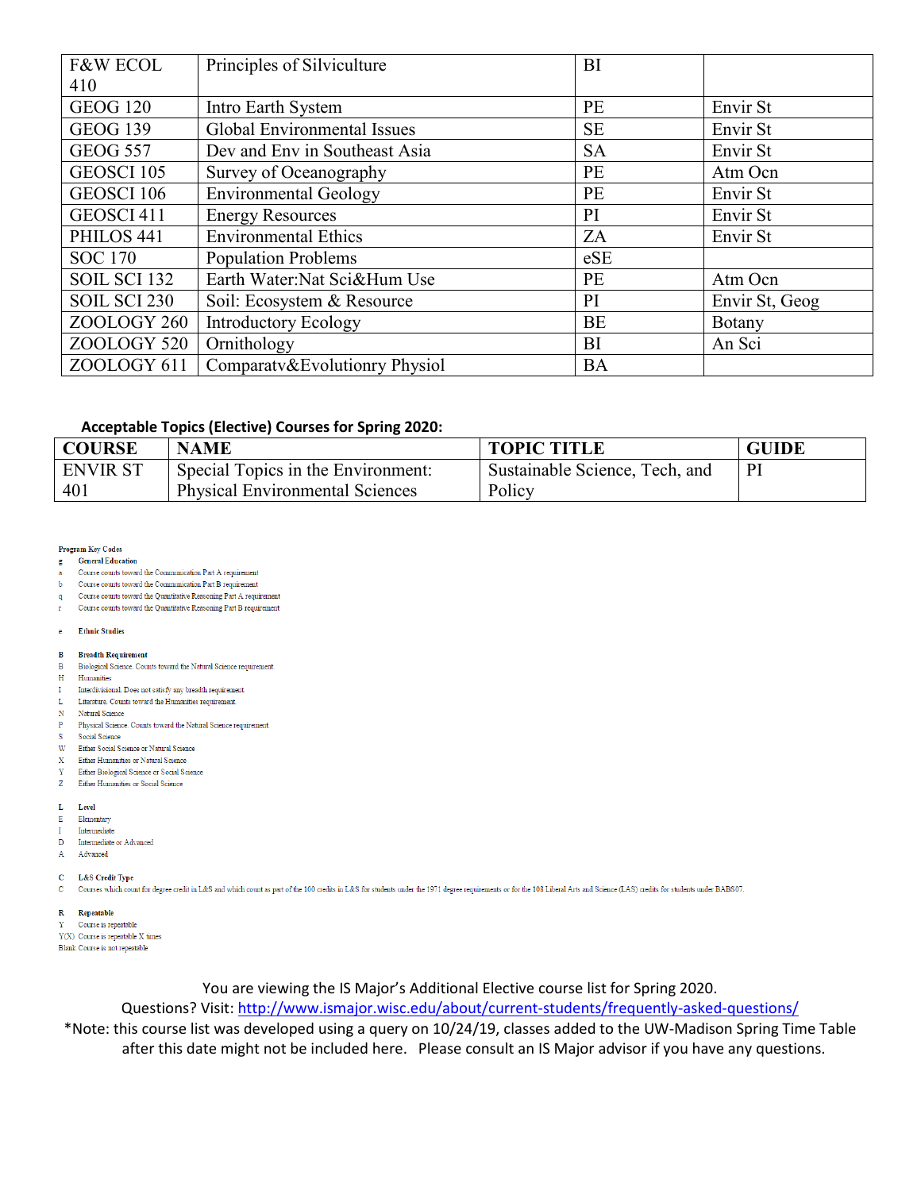| | | | |
|---|---|---|---|
| F&W ECOL 410 | Principles of Silviculture | BI | |
| GEOG 120 | Intro Earth System | PE | Envir St |
| GEOG 139 | Global Environmental Issues | SE | Envir St |
| GEOG 557 | Dev and Env in Southeast Asia | SA | Envir St |
| GEOSCI 105 | Survey of Oceanography | PE | Atm Ocn |
| GEOSCI 106 | Environmental Geology | PE | Envir St |
| GEOSCI 411 | Energy Resources | PI | Envir St |
| PHILOS 441 | Environmental Ethics | ZA | Envir St |
| SOC 170 | Population Problems | eSE | |
| SOIL SCI 132 | Earth Water:Nat Sci&Hum Use | PE | Atm Ocn |
| SOIL SCI 230 | Soil: Ecosystem & Resource | PI | Envir St, Geog |
| ZOOLOGY 260 | Introductory Ecology | BE | Botany |
| ZOOLOGY 520 | Ornithology | BI | An Sci |
| ZOOLOGY 611 | Comparatv&Evolutionry Physiol | BA | |

**Acceptable Topics (Elective) Courses for Spring 2020:**

| COURSE | NAME | TOPIC TITLE | GUIDE |
|---|---|---|---|
| ENVIR ST 401 | Special Topics in the Environment: Physical Environmental Sciences | Sustainable Science, Tech, and Policy | PI |

**Program Key Codes**

- g **General Education**
- a Course counts toward the Communication Part A requirement
- b Course counts toward the Communication Part B requirement
- q Course counts toward the Quantitative Reasoning Part A requirement
- r Course counts toward the Quantitative Reasoning Part B requirement

- e **Ethnic Studies**

- B **Breadth Requirement**
- B Biological Science. Counts toward the Natural Science requirement
- H Humanities
- I Interdivisional. Does not satisfy any breadth requirement
- L Literature. Counts toward the Humanities requirement
- N Natural Science
- P Physical Science. Counts toward the Natural Science requirement
- S Social Science
- W Either Social Science or Natural Science
- X Either Humanities or Natural Science
- Y Either Biological Science or Social Science
- Z Either Humanities or Social Science

- L **Level**
- E Elementary
- I Intermediate
- D Intermediate or Advanced
- A Advanced

- C **L&S Credit Type**
- C Courses which count for degree credit in L&S and which count as part of the 100 credits in L&S for students under the 1971 degree requirements or for the 108 Liberal Arts and Science (LAS) credits for students under BABS07.

- R **Repeatable**
- Y Course is repeatable
- Y(X) Course is repeatable X times
- Blank Course is not repeatable

You are viewing the IS Major's Additional Elective course list for Spring 2020.
Questions? Visit: http://www.ismajor.wisc.edu/about/current-students/frequently-asked-questions/
*Note: this course list was developed using a query on 10/24/19, classes added to the UW-Madison Spring Time Table after this date might not be included here. Please consult an IS Major advisor if you have any questions.